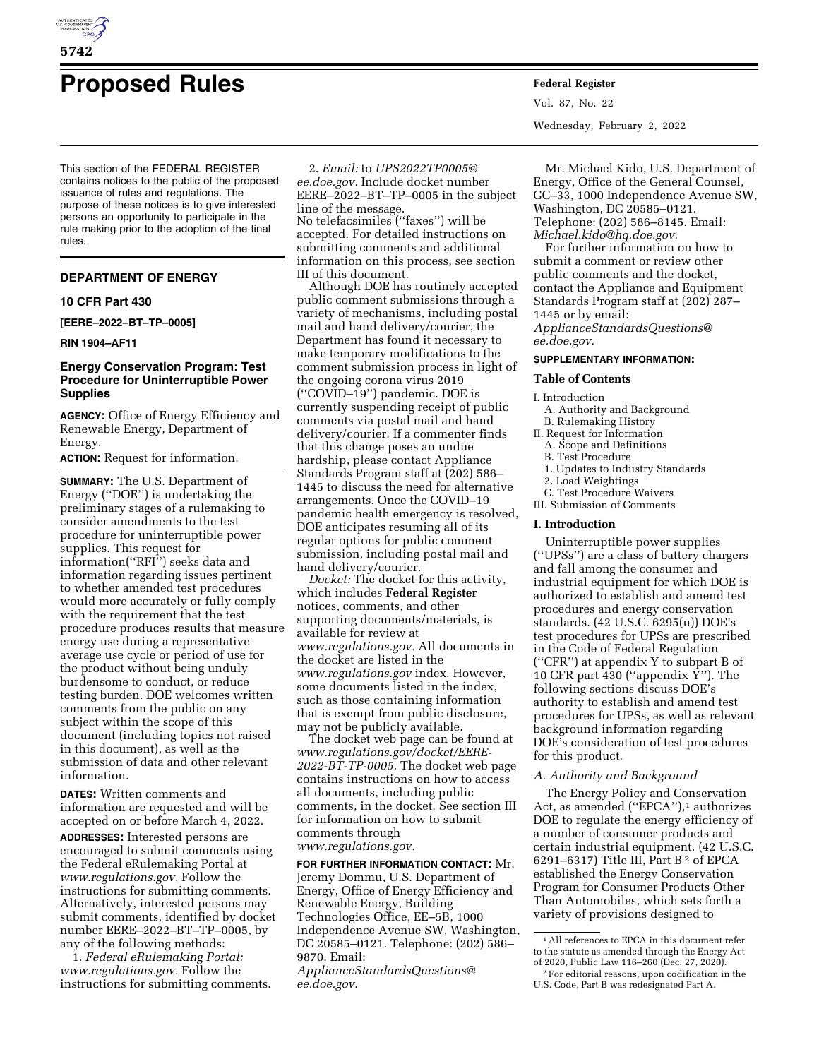# Proposed Rules

This section of the FEDERAL REGISTER contains notices to the public of the proposed issuance of rules and regulations. The purpose of these notices is to give interested persons an opportunity to participate in the rule making prior to the adoption of the final rules.

## DEPARTMENT OF ENERGY

### 10 CFR Part 430

**[EERE–2022–BT–TP–0005]**

**RIN 1904–AF11**

### Energy Conservation Program: Test Procedure for Uninterruptible Power Supplies

**AGENCY:** Office of Energy Efficiency and Renewable Energy, Department of Energy.

**ACTION:** Request for information.

**SUMMARY:** The U.S. Department of Energy (''DOE'') is undertaking the preliminary stages of a rulemaking to consider amendments to the test procedure for uninterruptible power supplies. This request for information(''RFI'') seeks data and information regarding issues pertinent to whether amended test procedures would more accurately or fully comply with the requirement that the test procedure produces results that measure energy use during a representative average use cycle or period of use for the product without being unduly burdensome to conduct, or reduce testing burden. DOE welcomes written comments from the public on any subject within the scope of this document (including topics not raised in this document), as well as the submission of data and other relevant information.

**DATES:** Written comments and information are requested and will be accepted on or before March 4, 2022.

**ADDRESSES:** Interested persons are encouraged to submit comments using the Federal eRulemaking Portal at *www.regulations.gov.* Follow the instructions for submitting comments. Alternatively, interested persons may submit comments, identified by docket number EERE–2022–BT–TP–0005, by any of the following methods:

1. *Federal eRulemaking Portal: www.regulations.gov.* Follow the instructions for submitting comments.

2. *Email:* to *UPS2022TP0005@ee.doe.gov.* Include docket number EERE–2022–BT–TP–0005 in the subject line of the message.

No telefacsimiles (''faxes'') will be accepted. For detailed instructions on submitting comments and additional information on this process, see section III of this document.

Although DOE has routinely accepted public comment submissions through a variety of mechanisms, including postal mail and hand delivery/courier, the Department has found it necessary to make temporary modifications to the comment submission process in light of the ongoing corona virus 2019 (''COVID–19'') pandemic. DOE is currently suspending receipt of public comments via postal mail and hand delivery/courier. If a commenter finds that this change poses an undue hardship, please contact Appliance Standards Program staff at (202) 586–1445 to discuss the need for alternative arrangements. Once the COVID–19 pandemic health emergency is resolved, DOE anticipates resuming all of its regular options for public comment submission, including postal mail and hand delivery/courier.

*Docket:* The docket for this activity, which includes **Federal Register** notices, comments, and other supporting documents/materials, is available for review at *www.regulations.gov.* All documents in the docket are listed in the *www.regulations.gov* index. However, some documents listed in the index, such as those containing information that is exempt from public disclosure, may not be publicly available.

The docket web page can be found at *www.regulations.gov/docket/EERE-2022-BT-TP-0005.* The docket web page contains instructions on how to access all documents, including public comments, in the docket. See section III for information on how to submit comments through *www.regulations.gov.*

**FOR FURTHER INFORMATION CONTACT:** Mr. Jeremy Dommu, U.S. Department of Energy, Office of Energy Efficiency and Renewable Energy, Building Technologies Office, EE–5B, 1000 Independence Avenue SW, Washington, DC 20585–0121. Telephone: (202) 586–9870. Email: *ApplianceStandardsQuestions@ee.doe.gov.*

Mr. Michael Kido, U.S. Department of Energy, Office of the General Counsel, GC–33, 1000 Independence Avenue SW, Washington, DC 20585–0121. Telephone: (202) 586–8145. Email: *Michael.kido@hq.doe.gov.*

For further information on how to submit a comment or review other public comments and the docket, contact the Appliance and Equipment Standards Program staff at (202) 287–1445 or by email: *ApplianceStandardsQuestions@ee.doe.gov.*

**SUPPLEMENTARY INFORMATION:**

**Table of Contents**

- I. Introduction
  - A. Authority and Background
  - B. Rulemaking History
- II. Request for Information
  - A. Scope and Definitions
  - B. Test Procedure
    1. Updates to Industry Standards
    2. Load Weightings
  - C. Test Procedure Waivers
- III. Submission of Comments

## I. Introduction

Uninterruptible power supplies (''UPSs'') are a class of battery chargers and fall among the consumer and industrial equipment for which DOE is authorized to establish and amend test procedures and energy conservation standards. (42 U.S.C. 6295(u)) DOE's test procedures for UPSs are prescribed in the Code of Federal Regulation (''CFR'') at appendix Y to subpart B of 10 CFR part 430 (''appendix Y''). The following sections discuss DOE's authority to establish and amend test procedures for UPSs, as well as relevant background information regarding DOE's consideration of test procedures for this product.

### A. Authority and Background

The Energy Policy and Conservation Act, as amended (''EPCA''),[1] authorizes DOE to regulate the energy efficiency of a number of consumer products and certain industrial equipment. (42 U.S.C. 6291–6317) Title III, Part B [2] of EPCA established the Energy Conservation Program for Consumer Products Other Than Automobiles, which sets forth a variety of provisions designed to

[1] All references to EPCA in this document refer to the statute as amended through the Energy Act of 2020, Public Law 116–260 (Dec. 27, 2020).

[2] For editorial reasons, upon codification in the U.S. Code, Part B was redesignated Part A.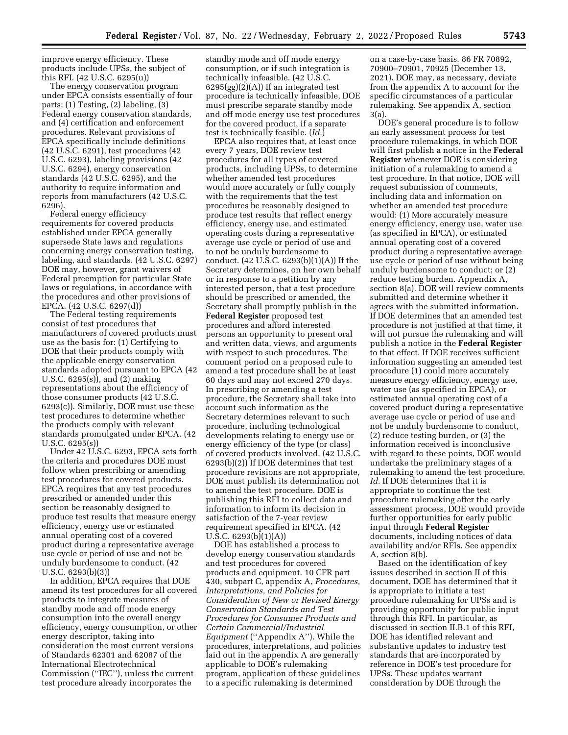improve energy efficiency. These products include UPSs, the subject of this RFI. (42 U.S.C. 6295(u))

The energy conservation program under EPCA consists essentially of four parts: (1) Testing, (2) labeling, (3) Federal energy conservation standards, and (4) certification and enforcement procedures. Relevant provisions of EPCA specifically include definitions (42 U.S.C. 6291), test procedures (42 U.S.C. 6293), labeling provisions (42 U.S.C. 6294), energy conservation standards (42 U.S.C. 6295), and the authority to require information and reports from manufacturers (42 U.S.C. 6296).

Federal energy efficiency requirements for covered products established under EPCA generally supersede State laws and regulations concerning energy conservation testing, labeling, and standards. (42 U.S.C. 6297) DOE may, however, grant waivers of Federal preemption for particular State laws or regulations, in accordance with the procedures and other provisions of EPCA. (42 U.S.C. 6297(d))

The Federal testing requirements consist of test procedures that manufacturers of covered products must use as the basis for: (1) Certifying to DOE that their products comply with the applicable energy conservation standards adopted pursuant to EPCA (42 U.S.C. 6295(s)), and (2) making representations about the efficiency of those consumer products (42 U.S.C. 6293(c)). Similarly, DOE must use these test procedures to determine whether the products comply with relevant standards promulgated under EPCA. (42 U.S.C. 6295(s))

Under 42 U.S.C. 6293, EPCA sets forth the criteria and procedures DOE must follow when prescribing or amending test procedures for covered products. EPCA requires that any test procedures prescribed or amended under this section be reasonably designed to produce test results that measure energy efficiency, energy use or estimated annual operating cost of a covered product during a representative average use cycle or period of use and not be unduly burdensome to conduct. (42 U.S.C. 6293(b)(3))

In addition, EPCA requires that DOE amend its test procedures for all covered products to integrate measures of standby mode and off mode energy consumption into the overall energy efficiency, energy consumption, or other energy descriptor, taking into consideration the most current versions of Standards 62301 and 62087 of the International Electrotechnical Commission (''IEC''), unless the current test procedure already incorporates the standby mode and off mode energy consumption, or if such integration is technically infeasible. (42 U.S.C. 6295(gg)(2)(A)) If an integrated test procedure is technically infeasible, DOE must prescribe separate standby mode and off mode energy use test procedures for the covered product, if a separate test is technically feasible. (*Id.*)

EPCA also requires that, at least once every 7 years, DOE review test procedures for all types of covered products, including UPSs, to determine whether amended test procedures would more accurately or fully comply with the requirements that the test procedures be reasonably designed to produce test results that reflect energy efficiency, energy use, and estimated operating costs during a representative average use cycle or period of use and to not be unduly burdensome to conduct. (42 U.S.C. 6293(b)(1)(A)) If the Secretary determines, on her own behalf or in response to a petition by any interested person, that a test procedure should be prescribed or amended, the Secretary shall promptly publish in the **Federal Register** proposed test procedures and afford interested persons an opportunity to present oral and written data, views, and arguments with respect to such procedures. The comment period on a proposed rule to amend a test procedure shall be at least 60 days and may not exceed 270 days. In prescribing or amending a test procedure, the Secretary shall take into account such information as the Secretary determines relevant to such procedure, including technological developments relating to energy use or energy efficiency of the type (or class) of covered products involved. (42 U.S.C. 6293(b)(2)) If DOE determines that test procedure revisions are not appropriate, DOE must publish its determination not to amend the test procedure. DOE is publishing this RFI to collect data and information to inform its decision in satisfaction of the 7-year review requirement specified in EPCA. (42 U.S.C. 6293(b)(1)(A))

DOE has established a process to develop energy conservation standards and test procedures for covered products and equipment. 10 CFR part 430, subpart C, appendix A, *Procedures, Interpretations, and Policies for Consideration of New or Revised Energy Conservation Standards and Test Procedures for Consumer Products and Certain Commercial/Industrial Equipment* (''Appendix A''). While the procedures, interpretations, and policies laid out in the appendix A are generally applicable to DOE's rulemaking program, application of these guidelines to a specific rulemaking is determined on a case-by-case basis. 86 FR 70892, 70900–70901, 70925 (December 13, 2021). DOE may, as necessary, deviate from the appendix A to account for the specific circumstances of a particular rulemaking. See appendix A, section 3(a).

DOE's general procedure is to follow an early assessment process for test procedure rulemakings, in which DOE will first publish a notice in the **Federal Register** whenever DOE is considering initiation of a rulemaking to amend a test procedure. In that notice, DOE will request submission of comments, including data and information on whether an amended test procedure would: (1) More accurately measure energy efficiency, energy use, water use (as specified in EPCA), or estimated annual operating cost of a covered product during a representative average use cycle or period of use without being unduly burdensome to conduct; or (2) reduce testing burden. Appendix A, section 8(a). DOE will review comments submitted and determine whether it agrees with the submitted information. If DOE determines that an amended test procedure is not justified at that time, it will not pursue the rulemaking and will publish a notice in the **Federal Register** to that effect. If DOE receives sufficient information suggesting an amended test procedure (1) could more accurately measure energy efficiency, energy use, water use (as specified in EPCA), or estimated annual operating cost of a covered product during a representative average use cycle or period of use and not be unduly burdensome to conduct, (2) reduce testing burden, or (3) the information received is inconclusive with regard to these points, DOE would undertake the preliminary stages of a rulemaking to amend the test procedure. *Id.* If DOE determines that it is appropriate to continue the test procedure rulemaking after the early assessment process, DOE would provide further opportunities for early public input through **Federal Register** documents, including notices of data availability and/or RFIs. See appendix A, section 8(b).

Based on the identification of key issues described in section II of this document, DOE has determined that it is appropriate to initiate a test procedure rulemaking for UPSs and is providing opportunity for public input through this RFI. In particular, as discussed in section II.B.1 of this RFI, DOE has identified relevant and substantive updates to industry test standards that are incorporated by reference in DOE's test procedure for UPSs. These updates warrant consideration by DOE through the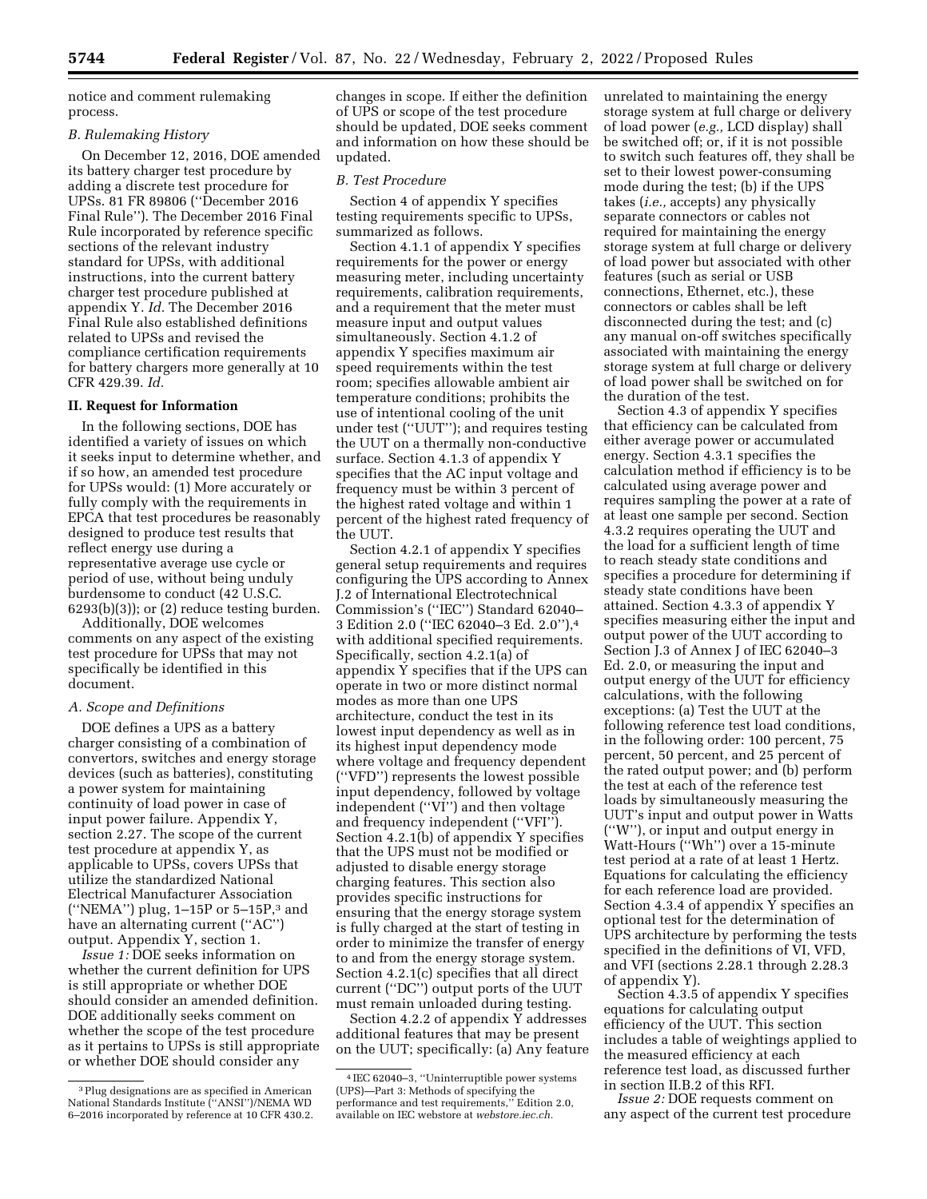notice and comment rulemaking process.

*B. Rulemaking History*

On December 12, 2016, DOE amended its battery charger test procedure by adding a discrete test procedure for UPSs. 81 FR 89806 (''December 2016 Final Rule''). The December 2016 Final Rule incorporated by reference specific sections of the relevant industry standard for UPSs, with additional instructions, into the current battery charger test procedure published at appendix Y. *Id.* The December 2016 Final Rule also established definitions related to UPSs and revised the compliance certification requirements for battery chargers more generally at 10 CFR 429.39. *Id.*

## II. Request for Information

In the following sections, DOE has identified a variety of issues on which it seeks input to determine whether, and if so how, an amended test procedure for UPSs would: (1) More accurately or fully comply with the requirements in EPCA that test procedures be reasonably designed to produce test results that reflect energy use during a representative average use cycle or period of use, without being unduly burdensome to conduct (42 U.S.C. 6293(b)(3)); or (2) reduce testing burden.

Additionally, DOE welcomes comments on any aspect of the existing test procedure for UPSs that may not specifically be identified in this document.

*A. Scope and Definitions*

DOE defines a UPS as a battery charger consisting of a combination of convertors, switches and energy storage devices (such as batteries), constituting a power system for maintaining continuity of load power in case of input power failure. Appendix Y, section 2.27. The scope of the current test procedure at appendix Y, as applicable to UPSs, covers UPSs that utilize the standardized National Electrical Manufacturer Association (''NEMA'') plug, 1–15P or 5–15P,[3] and have an alternating current (''AC'') output. Appendix Y, section 1.

*Issue 1:* DOE seeks information on whether the current definition for UPS is still appropriate or whether DOE should consider an amended definition. DOE additionally seeks comment on whether the scope of the test procedure as it pertains to UPSs is still appropriate or whether DOE should consider any changes in scope. If either the definition of UPS or scope of the test procedure should be updated, DOE seeks comment and information on how these should be updated.

*B. Test Procedure*

Section 4 of appendix Y specifies testing requirements specific to UPSs, summarized as follows.

Section 4.1.1 of appendix Y specifies requirements for the power or energy measuring meter, including uncertainty requirements, calibration requirements, and a requirement that the meter must measure input and output values simultaneously. Section 4.1.2 of appendix Y specifies maximum air speed requirements within the test room; specifies allowable ambient air temperature conditions; prohibits the use of intentional cooling of the unit under test (''UUT''); and requires testing the UUT on a thermally non-conductive surface. Section 4.1.3 of appendix Y specifies that the AC input voltage and frequency must be within 3 percent of the highest rated voltage and within 1 percent of the highest rated frequency of the UUT.

Section 4.2.1 of appendix Y specifies general setup requirements and requires configuring the UPS according to Annex J.2 of International Electrotechnical Commission's (''IEC'') Standard 62040–3 Edition 2.0 (''IEC 62040–3 Ed. 2.0''),[4] with additional specified requirements. Specifically, section 4.2.1(a) of appendix Y specifies that if the UPS can operate in two or more distinct normal modes as more than one UPS architecture, conduct the test in its lowest input dependency as well as in its highest input dependency mode where voltage and frequency dependent (''VFD'') represents the lowest possible input dependency, followed by voltage independent (''VI'') and then voltage and frequency independent (''VFI''). Section 4.2.1(b) of appendix Y specifies that the UPS must not be modified or adjusted to disable energy storage charging features. This section also provides specific instructions for ensuring that the energy storage system is fully charged at the start of testing in order to minimize the transfer of energy to and from the energy storage system. Section 4.2.1(c) specifies that all direct current (''DC'') output ports of the UUT must remain unloaded during testing.

Section 4.2.2 of appendix Y addresses additional features that may be present on the UUT; specifically: (a) Any feature unrelated to maintaining the energy storage system at full charge or delivery of load power (*e.g.,* LCD display) shall be switched off; or, if it is not possible to switch such features off, they shall be set to their lowest power-consuming mode during the test; (b) if the UPS takes (*i.e.,* accepts) any physically separate connectors or cables not required for maintaining the energy storage system at full charge or delivery of load power but associated with other features (such as serial or USB connections, Ethernet, etc.), these connectors or cables shall be left disconnected during the test; and (c) any manual on-off switches specifically associated with maintaining the energy storage system at full charge or delivery of load power shall be switched on for the duration of the test.

Section 4.3 of appendix Y specifies that efficiency can be calculated from either average power or accumulated energy. Section 4.3.1 specifies the calculation method if efficiency is to be calculated using average power and requires sampling the power at a rate of at least one sample per second. Section 4.3.2 requires operating the UUT and the load for a sufficient length of time to reach steady state conditions and specifies a procedure for determining if steady state conditions have been attained. Section 4.3.3 of appendix Y specifies measuring either the input and output power of the UUT according to Section J.3 of Annex J of IEC 62040–3 Ed. 2.0, or measuring the input and output energy of the UUT for efficiency calculations, with the following exceptions: (a) Test the UUT at the following reference test load conditions, in the following order: 100 percent, 75 percent, 50 percent, and 25 percent of the rated output power; and (b) perform the test at each of the reference test loads by simultaneously measuring the UUT's input and output power in Watts (''W''), or input and output energy in Watt-Hours (''Wh'') over a 15-minute test period at a rate of at least 1 Hertz. Equations for calculating the efficiency for each reference load are provided. Section 4.3.4 of appendix Y specifies an optional test for the determination of UPS architecture by performing the tests specified in the definitions of VI, VFD, and VFI (sections 2.28.1 through 2.28.3 of appendix Y).

Section 4.3.5 of appendix Y specifies equations for calculating output efficiency of the UUT. This section includes a table of weightings applied to the measured efficiency at each reference test load, as discussed further in section II.B.2 of this RFI.

*Issue 2:* DOE requests comment on any aspect of the current test procedure

[3] Plug designations are as specified in American National Standards Institute (''ANSI'')/NEMA WD 6–2016 incorporated by reference at 10 CFR 430.2.

[4] IEC 62040–3, ''Uninterruptible power systems (UPS)—Part 3: Methods of specifying the performance and test requirements,'' Edition 2.0, available on IEC webstore at *webstore.iec.ch.*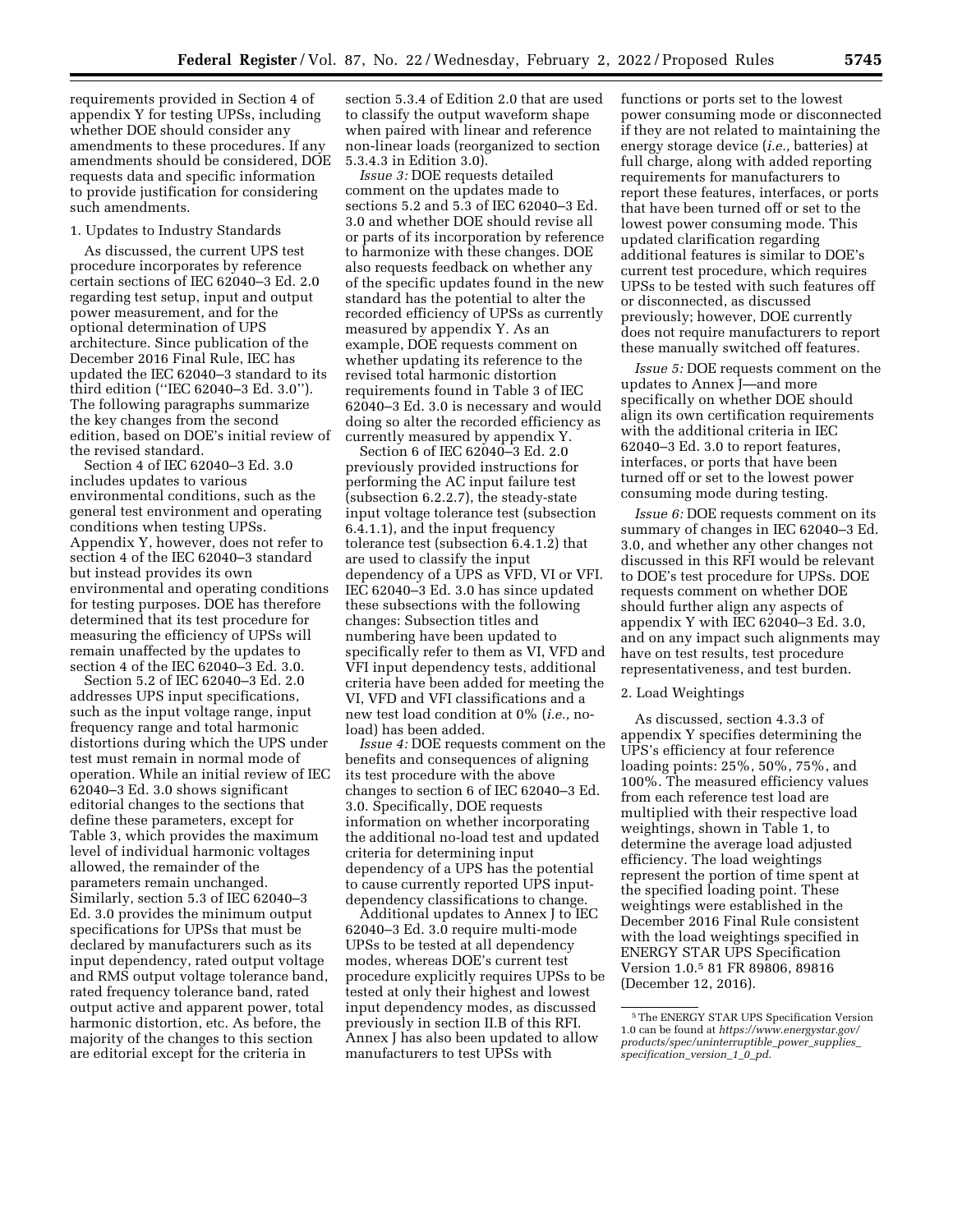requirements provided in Section 4 of appendix Y for testing UPSs, including whether DOE should consider any amendments to these procedures. If any amendments should be considered, DOE requests data and specific information to provide justification for considering such amendments.

1. Updates to Industry Standards

As discussed, the current UPS test procedure incorporates by reference certain sections of IEC 62040–3 Ed. 2.0 regarding test setup, input and output power measurement, and for the optional determination of UPS architecture. Since publication of the December 2016 Final Rule, IEC has updated the IEC 62040–3 standard to its third edition (''IEC 62040–3 Ed. 3.0''). The following paragraphs summarize the key changes from the second edition, based on DOE's initial review of the revised standard.

Section 4 of IEC 62040–3 Ed. 3.0 includes updates to various environmental conditions, such as the general test environment and operating conditions when testing UPSs. Appendix Y, however, does not refer to section 4 of the IEC 62040–3 standard but instead provides its own environmental and operating conditions for testing purposes. DOE has therefore determined that its test procedure for measuring the efficiency of UPSs will remain unaffected by the updates to section 4 of the IEC 62040–3 Ed. 3.0.

Section 5.2 of IEC 62040–3 Ed. 2.0 addresses UPS input specifications, such as the input voltage range, input frequency range and total harmonic distortions during which the UPS under test must remain in normal mode of operation. While an initial review of IEC 62040–3 Ed. 3.0 shows significant editorial changes to the sections that define these parameters, except for Table 3, which provides the maximum level of individual harmonic voltages allowed, the remainder of the parameters remain unchanged. Similarly, section 5.3 of IEC 62040–3 Ed. 3.0 provides the minimum output specifications for UPSs that must be declared by manufacturers such as its input dependency, rated output voltage and RMS output voltage tolerance band, rated frequency tolerance band, rated output active and apparent power, total harmonic distortion, etc. As before, the majority of the changes to this section are editorial except for the criteria in section 5.3.4 of Edition 2.0 that are used to classify the output waveform shape when paired with linear and reference non-linear loads (reorganized to section 5.3.4.3 in Edition 3.0).

*Issue 3:* DOE requests detailed comment on the updates made to sections 5.2 and 5.3 of IEC 62040–3 Ed. 3.0 and whether DOE should revise all or parts of its incorporation by reference to harmonize with these changes. DOE also requests feedback on whether any of the specific updates found in the new standard has the potential to alter the recorded efficiency of UPSs as currently measured by appendix Y. As an example, DOE requests comment on whether updating its reference to the revised total harmonic distortion requirements found in Table 3 of IEC 62040–3 Ed. 3.0 is necessary and would doing so alter the recorded efficiency as currently measured by appendix Y.

Section 6 of IEC 62040–3 Ed. 2.0 previously provided instructions for performing the AC input failure test (subsection 6.2.2.7), the steady-state input voltage tolerance test (subsection 6.4.1.1), and the input frequency tolerance test (subsection 6.4.1.2) that are used to classify the input dependency of a UPS as VFD, VI or VFI. IEC 62040–3 Ed. 3.0 has since updated these subsections with the following changes: Subsection titles and numbering have been updated to specifically refer to them as VI, VFD and VFI input dependency tests, additional criteria have been added for meeting the VI, VFD and VFI classifications and a new test load condition at 0% (*i.e.,* no-load) has been added.

*Issue 4:* DOE requests comment on the benefits and consequences of aligning its test procedure with the above changes to section 6 of IEC 62040–3 Ed. 3.0. Specifically, DOE requests information on whether incorporating the additional no-load test and updated criteria for determining input dependency of a UPS has the potential to cause currently reported UPS input-dependency classifications to change.

Additional updates to Annex J to IEC 62040–3 Ed. 3.0 require multi-mode UPSs to be tested at all dependency modes, whereas DOE's current test procedure explicitly requires UPSs to be tested at only their highest and lowest input dependency modes, as discussed previously in section II.B of this RFI. Annex J has also been updated to allow manufacturers to test UPSs with functions or ports set to the lowest power consuming mode or disconnected if they are not related to maintaining the energy storage device (*i.e.,* batteries) at full charge, along with added reporting requirements for manufacturers to report these features, interfaces, or ports that have been turned off or set to the lowest power consuming mode. This updated clarification regarding additional features is similar to DOE's current test procedure, which requires UPSs to be tested with such features off or disconnected, as discussed previously; however, DOE currently does not require manufacturers to report these manually switched off features.

*Issue 5:* DOE requests comment on the updates to Annex J—and more specifically on whether DOE should align its own certification requirements with the additional criteria in IEC 62040–3 Ed. 3.0 to report features, interfaces, or ports that have been turned off or set to the lowest power consuming mode during testing.

*Issue 6:* DOE requests comment on its summary of changes in IEC 62040–3 Ed. 3.0, and whether any other changes not discussed in this RFI would be relevant to DOE's test procedure for UPSs. DOE requests comment on whether DOE should further align any aspects of appendix Y with IEC 62040–3 Ed. 3.0, and on any impact such alignments may have on test results, test procedure representativeness, and test burden.

2. Load Weightings

As discussed, section 4.3.3 of appendix Y specifies determining the UPS's efficiency at four reference loading points: 25%, 50%, 75%, and 100%. The measured efficiency values from each reference test load are multiplied with their respective load weightings, shown in Table 1, to determine the average load adjusted efficiency. The load weightings represent the portion of time spent at the specified loading point. These weightings were established in the December 2016 Final Rule consistent with the load weightings specified in ENERGY STAR UPS Specification Version 1.0.[5] 81 FR 89806, 89816 (December 12, 2016).

[5] The ENERGY STAR UPS Specification Version 1.0 can be found at *https://www.energystar.gov/products/spec/uninterruptible_power_supplies_specification_version_1_0_pd.*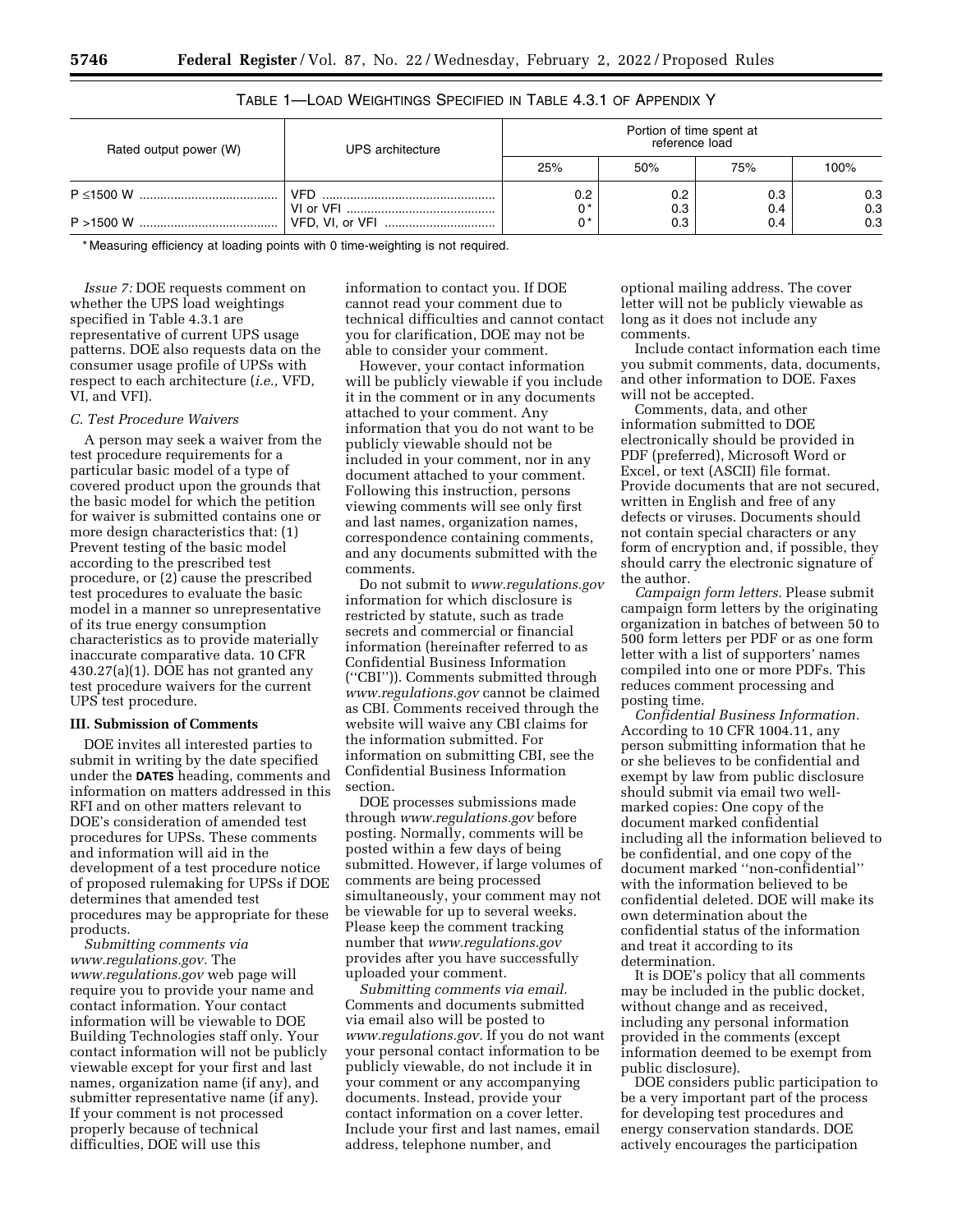TABLE 1—LOAD WEIGHTINGS SPECIFIED IN TABLE 4.3.1 OF APPENDIX Y

| Rated output power (W) | UPS architecture | Portion of time spent at reference load | | | |
|---|---|---|---|---|---|
| | | 25% | 50% | 75% | 100% |
| P ≤1500 W | VFD | 0.2 | 0.2 | 0.3 | 0.3 |
| | VI or VFI | 0* | 0.3 | 0.4 | 0.3 |
| P >1500 W | VFD, VI, or VFI | 0* | 0.3 | 0.4 | 0.3 |

\* Measuring efficiency at loading points with 0 time-weighting is not required.

*Issue 7:* DOE requests comment on whether the UPS load weightings specified in Table 4.3.1 are representative of current UPS usage patterns. DOE also requests data on the consumer usage profile of UPSs with respect to each architecture (*i.e.,* VFD, VI, and VFI).

### C. Test Procedure Waivers

A person may seek a waiver from the test procedure requirements for a particular basic model of a type of covered product upon the grounds that the basic model for which the petition for waiver is submitted contains one or more design characteristics that: (1) Prevent testing of the basic model according to the prescribed test procedure, or (2) cause the prescribed test procedures to evaluate the basic model in a manner so unrepresentative of its true energy consumption characteristics as to provide materially inaccurate comparative data. 10 CFR 430.27(a)(1). DOE has not granted any test procedure waivers for the current UPS test procedure.

## III. Submission of Comments

DOE invites all interested parties to submit in writing by the date specified under the **DATES** heading, comments and information on matters addressed in this RFI and on other matters relevant to DOE's consideration of amended test procedures for UPSs. These comments and information will aid in the development of a test procedure notice of proposed rulemaking for UPSs if DOE determines that amended test procedures may be appropriate for these products.

*Submitting comments via www.regulations.gov.* The *www.regulations.gov* web page will require you to provide your name and contact information. Your contact information will be viewable to DOE Building Technologies staff only. Your contact information will not be publicly viewable except for your first and last names, organization name (if any), and submitter representative name (if any). If your comment is not processed properly because of technical difficulties, DOE will use this information to contact you. If DOE cannot read your comment due to technical difficulties and cannot contact you for clarification, DOE may not be able to consider your comment.

However, your contact information will be publicly viewable if you include it in the comment or in any documents attached to your comment. Any information that you do not want to be publicly viewable should not be included in your comment, nor in any document attached to your comment. Following this instruction, persons viewing comments will see only first and last names, organization names, correspondence containing comments, and any documents submitted with the comments.

Do not submit to *www.regulations.gov* information for which disclosure is restricted by statute, such as trade secrets and commercial or financial information (hereinafter referred to as Confidential Business Information (''CBI'')). Comments submitted through *www.regulations.gov* cannot be claimed as CBI. Comments received through the website will waive any CBI claims for the information submitted. For information on submitting CBI, see the Confidential Business Information section.

DOE processes submissions made through *www.regulations.gov* before posting. Normally, comments will be posted within a few days of being submitted. However, if large volumes of comments are being processed simultaneously, your comment may not be viewable for up to several weeks. Please keep the comment tracking number that *www.regulations.gov* provides after you have successfully uploaded your comment.

*Submitting comments via email.* Comments and documents submitted via email also will be posted to *www.regulations.gov.* If you do not want your personal contact information to be publicly viewable, do not include it in your comment or any accompanying documents. Instead, provide your contact information on a cover letter. Include your first and last names, email address, telephone number, and optional mailing address. The cover letter will not be publicly viewable as long as it does not include any comments.

Include contact information each time you submit comments, data, documents, and other information to DOE. Faxes will not be accepted.

Comments, data, and other information submitted to DOE electronically should be provided in PDF (preferred), Microsoft Word or Excel, or text (ASCII) file format. Provide documents that are not secured, written in English and free of any defects or viruses. Documents should not contain special characters or any form of encryption and, if possible, they should carry the electronic signature of the author.

*Campaign form letters.* Please submit campaign form letters by the originating organization in batches of between 50 to 500 form letters per PDF or as one form letter with a list of supporters' names compiled into one or more PDFs. This reduces comment processing and posting time.

*Confidential Business Information.* According to 10 CFR 1004.11, any person submitting information that he or she believes to be confidential and exempt by law from public disclosure should submit via email two well-marked copies: One copy of the document marked confidential including all the information believed to be confidential, and one copy of the document marked ''non-confidential'' with the information believed to be confidential deleted. DOE will make its own determination about the confidential status of the information and treat it according to its determination.

It is DOE's policy that all comments may be included in the public docket, without change and as received, including any personal information provided in the comments (except information deemed to be exempt from public disclosure).

DOE considers public participation to be a very important part of the process for developing test procedures and energy conservation standards. DOE actively encourages the participation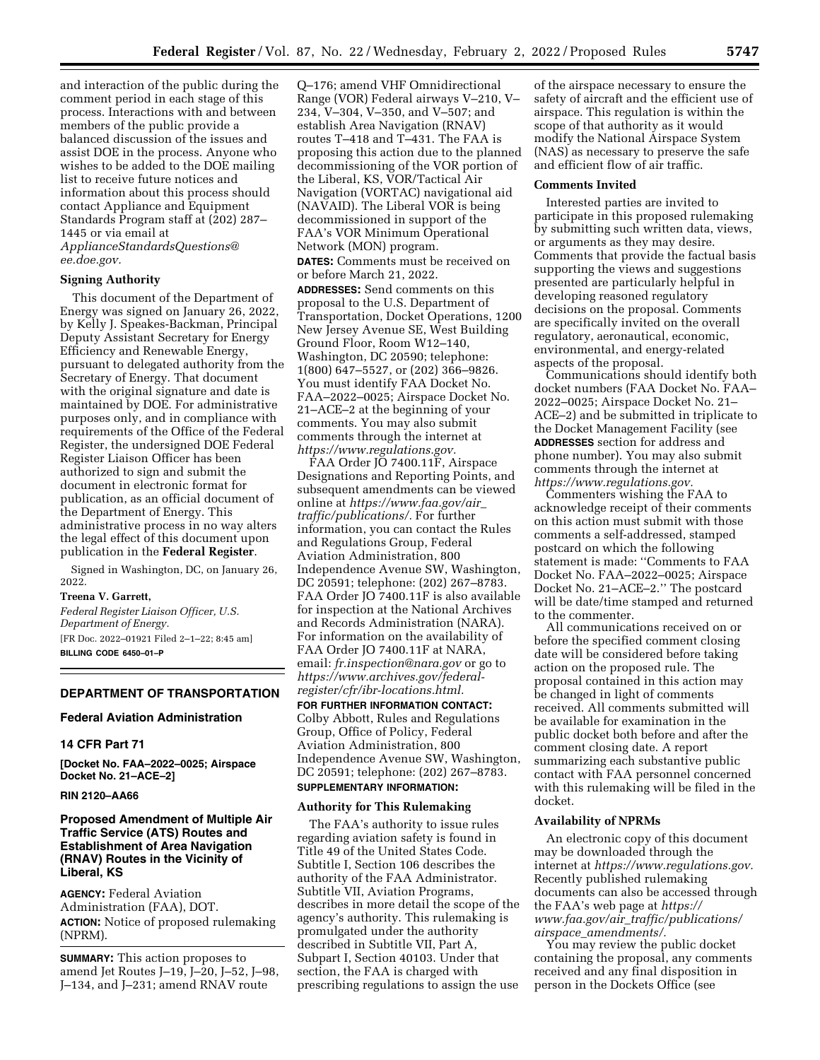and interaction of the public during the comment period in each stage of this process. Interactions with and between members of the public provide a balanced discussion of the issues and assist DOE in the process. Anyone who wishes to be added to the DOE mailing list to receive future notices and information about this process should contact Appliance and Equipment Standards Program staff at (202) 287–1445 or via email at *ApplianceStandardsQuestions@ee.doe.gov.*

**Signing Authority**

This document of the Department of Energy was signed on January 26, 2022, by Kelly J. Speakes-Backman, Principal Deputy Assistant Secretary for Energy Efficiency and Renewable Energy, pursuant to delegated authority from the Secretary of Energy. That document with the original signature and date is maintained by DOE. For administrative purposes only, and in compliance with requirements of the Office of the Federal Register, the undersigned DOE Federal Register Liaison Officer has been authorized to sign and submit the document in electronic format for publication, as an official document of the Department of Energy. This administrative process in no way alters the legal effect of this document upon publication in the **Federal Register**.

Signed in Washington, DC, on January 26, 2022.

**Treena V. Garrett,**

*Federal Register Liaison Officer, U.S. Department of Energy.*

[FR Doc. 2022–01921 Filed 2–1–22; 8:45 am]

**BILLING CODE 6450–01–P**

## DEPARTMENT OF TRANSPORTATION

### Federal Aviation Administration

### 14 CFR Part 71

**[Docket No. FAA–2022–0025; Airspace Docket No. 21–ACE–2]**

**RIN 2120–AA66**

## Proposed Amendment of Multiple Air Traffic Service (ATS) Routes and Establishment of Area Navigation (RNAV) Routes in the Vicinity of Liberal, KS

**AGENCY:** Federal Aviation Administration (FAA), DOT.

**ACTION:** Notice of proposed rulemaking (NPRM).

**SUMMARY:** This action proposes to amend Jet Routes J–19, J–20, J–52, J–98, J–134, and J–231; amend RNAV route Q–176; amend VHF Omnidirectional Range (VOR) Federal airways V–210, V–234, V–304, V–350, and V–507; and establish Area Navigation (RNAV) routes T–418 and T–431. The FAA is proposing this action due to the planned decommissioning of the VOR portion of the Liberal, KS, VOR/Tactical Air Navigation (VORTAC) navigational aid (NAVAID). The Liberal VOR is being decommissioned in support of the FAA's VOR Minimum Operational Network (MON) program.

**DATES:** Comments must be received on or before March 21, 2022.

**ADDRESSES:** Send comments on this proposal to the U.S. Department of Transportation, Docket Operations, 1200 New Jersey Avenue SE, West Building Ground Floor, Room W12–140, Washington, DC 20590; telephone: 1(800) 647–5527, or (202) 366–9826. You must identify FAA Docket No. FAA–2022–0025; Airspace Docket No. 21–ACE–2 at the beginning of your comments. You may also submit comments through the internet at *https://www.regulations.gov.*

FAA Order JO 7400.11F, Airspace Designations and Reporting Points, and subsequent amendments can be viewed online at *https://www.faa.gov/air_traffic/publications/.* For further information, you can contact the Rules and Regulations Group, Federal Aviation Administration, 800 Independence Avenue SW, Washington, DC 20591; telephone: (202) 267–8783. FAA Order JO 7400.11F is also available for inspection at the National Archives and Records Administration (NARA). For information on the availability of FAA Order JO 7400.11F at NARA, email: *fr.inspection@nara.gov* or go to *https://www.archives.gov/federal-register/cfr/ibr-locations.html.*

**FOR FURTHER INFORMATION CONTACT:** Colby Abbott, Rules and Regulations Group, Office of Policy, Federal Aviation Administration, 800 Independence Avenue SW, Washington, DC 20591; telephone: (202) 267–8783.

**SUPPLEMENTARY INFORMATION:**

**Authority for This Rulemaking**

The FAA's authority to issue rules regarding aviation safety is found in Title 49 of the United States Code. Subtitle I, Section 106 describes the authority of the FAA Administrator. Subtitle VII, Aviation Programs, describes in more detail the scope of the agency's authority. This rulemaking is promulgated under the authority described in Subtitle VII, Part A, Subpart I, Section 40103. Under that section, the FAA is charged with prescribing regulations to assign the use of the airspace necessary to ensure the safety of aircraft and the efficient use of airspace. This regulation is within the scope of that authority as it would modify the National Airspace System (NAS) as necessary to preserve the safe and efficient flow of air traffic.

**Comments Invited**

Interested parties are invited to participate in this proposed rulemaking by submitting such written data, views, or arguments as they may desire. Comments that provide the factual basis supporting the views and suggestions presented are particularly helpful in developing reasoned regulatory decisions on the proposal. Comments are specifically invited on the overall regulatory, aeronautical, economic, environmental, and energy-related aspects of the proposal.

Communications should identify both docket numbers (FAA Docket No. FAA–2022–0025; Airspace Docket No. 21–ACE–2) and be submitted in triplicate to the Docket Management Facility (see **ADDRESSES** section for address and phone number). You may also submit comments through the internet at *https://www.regulations.gov.*

Commenters wishing the FAA to acknowledge receipt of their comments on this action must submit with those comments a self-addressed, stamped postcard on which the following statement is made: ''Comments to FAA Docket No. FAA–2022–0025; Airspace Docket No. 21–ACE–2.'' The postcard will be date/time stamped and returned to the commenter.

All communications received on or before the specified comment closing date will be considered before taking action on the proposed rule. The proposal contained in this action may be changed in light of comments received. All comments submitted will be available for examination in the public docket both before and after the comment closing date. A report summarizing each substantive public contact with FAA personnel concerned with this rulemaking will be filed in the docket.

**Availability of NPRMs**

An electronic copy of this document may be downloaded through the internet at *https://www.regulations.gov.* Recently published rulemaking documents can also be accessed through the FAA's web page at *https://www.faa.gov/air_traffic/publications/airspace_amendments/.*

You may review the public docket containing the proposal, any comments received and any final disposition in person in the Dockets Office (see